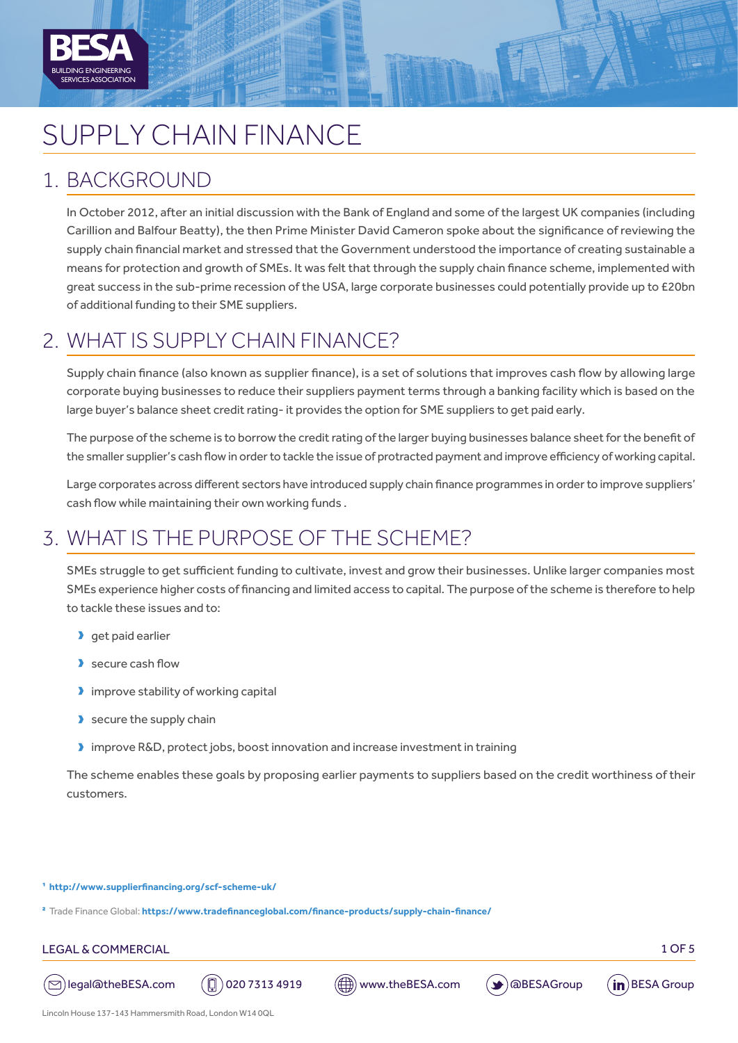# SUPPLY CHAIN FINANCE

## 1. BACKGROUND

In October 2012, after an initial discussion with the Bank of England and some of the largest UK companies (including Carillion and Balfour Beatty), the then Prime Minister David Cameron spoke about the significance of reviewing the supply chain financial market and stressed that the Government understood the importance of creating sustainable a means for protection and growth of SMEs. It was felt that through the supply chain finance scheme, implemented with great success in the sub-prime recession of the USA, large corporate businesses could potentially provide up to £20bn of additional funding to their SME suppliers.

## 2. WHAT IS SUPPLY CHAIN FINANCE?

Supply chain finance (also known as supplier finance), is a set of solutions that improves cash flow by allowing large corporate buying businesses to reduce their suppliers payment terms through a banking facility which is based on the large buyer's balance sheet credit rating- it provides the option for SME suppliers to get paid early.

The purpose of the scheme is to borrow the credit rating of the larger buying businesses balance sheet for the benefit of the smaller supplier's cash flow in order to tackle the issue of protracted payment and improve efficiency of working capital.

Large corporates across different sectors have introduced supply chain finance programmes in order to improve suppliers' cash flow while maintaining their own working funds .

## 3. WHAT IS THE PURPOSE OF THE SCHEME?

SMEs struggle to get sufficient funding to cultivate, invest and grow their businesses. Unlike larger companies most SMEs experience higher costs of financing and limited access to capital. The purpose of the scheme is therefore to help to tackle these issues and to:

- get paid earlier
- secure cash flow
- improve stability of working capital
- secure the supply chain
- improve R&D, protect jobs, boost innovation and increase investment in training

The scheme enables these goals by proposing earlier payments to suppliers based on the credit worthiness of their customers.

[1] **http://www.supplierfinancing.org/scf-scheme-uk/**

[2] Trade Finance Global: **https://www.tradefinanceglobal.com/finance-products/supply-chain-finance/**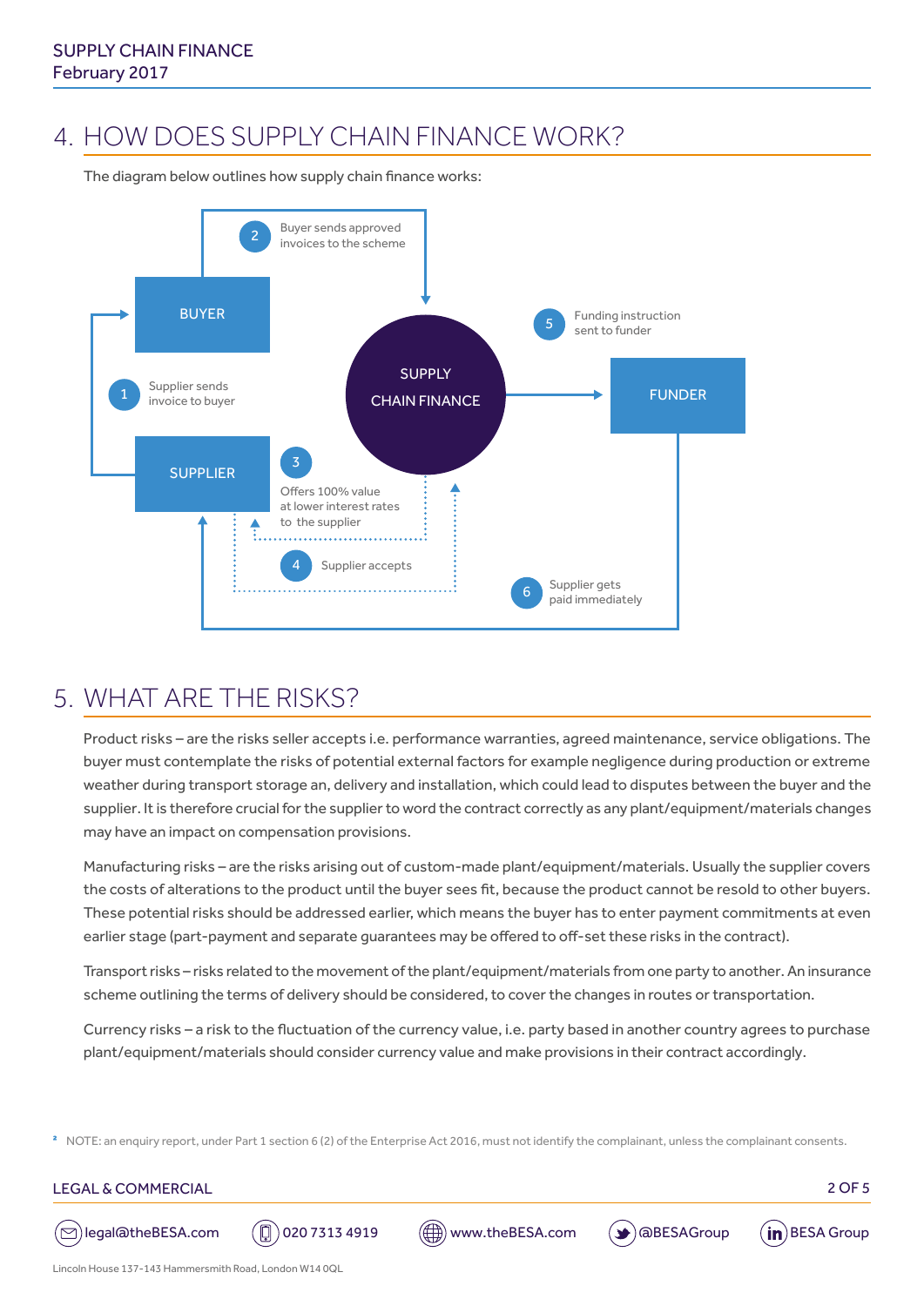## 4. HOW DOES SUPPLY CHAIN FINANCE WORK?

The diagram below outlines how supply chain finance works:

BUYER

SUPPLIER

SUPPLY CHAIN FINANCE

FUNDER

1. Supplier sends invoice to buyer
2. Buyer sends approved invoices to the scheme
3. Offers 100% value at lower interest rates to the supplier
4. Supplier accepts
5. Funding instruction sent to funder
6. Supplier gets paid immediately

## 5. WHAT ARE THE RISKS?

Product risks – are the risks seller accepts i.e. performance warranties, agreed maintenance, service obligations. The buyer must contemplate the risks of potential external factors for example negligence during production or extreme weather during transport storage an, delivery and installation, which could lead to disputes between the buyer and the supplier. It is therefore crucial for the supplier to word the contract correctly as any plant/equipment/materials changes may have an impact on compensation provisions.

Manufacturing risks – are the risks arising out of custom-made plant/equipment/materials. Usually the supplier covers the costs of alterations to the product until the buyer sees fit, because the product cannot be resold to other buyers. These potential risks should be addressed earlier, which means the buyer has to enter payment commitments at even earlier stage (part-payment and separate guarantees may be offered to off-set these risks in the contract).

Transport risks – risks related to the movement of the plant/equipment/materials from one party to another. An insurance scheme outlining the terms of delivery should be considered, to cover the changes in routes or transportation.

Currency risks – a risk to the fluctuation of the currency value, i.e. party based in another country agrees to purchase plant/equipment/materials should consider currency value and make provisions in their contract accordingly.

[2] NOTE: an enquiry report, under Part 1 section 6 (2) of the Enterprise Act 2016, must not identify the complainant, unless the complainant consents.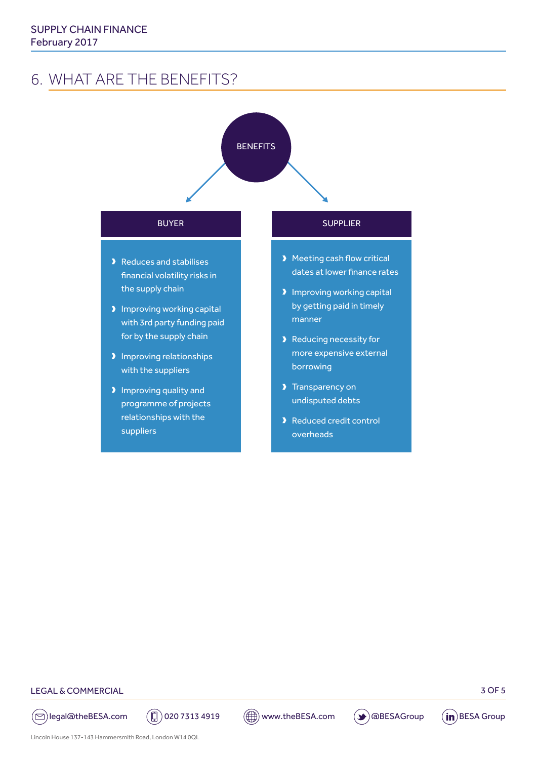## 6. WHAT ARE THE BENEFITS?

BENEFITS

### BUYER

- Reduces and stabilises financial volatility risks in the supply chain
- Improving working capital with 3rd party funding paid for by the supply chain
- Improving relationships with the suppliers
- Improving quality and programme of projects relationships with the suppliers

### SUPPLIER

- Meeting cash flow critical dates at lower finance rates
- Improving working capital by getting paid in timely manner
- Reducing necessity for more expensive external borrowing
- Transparency on undisputed debts
- Reduced credit control overheads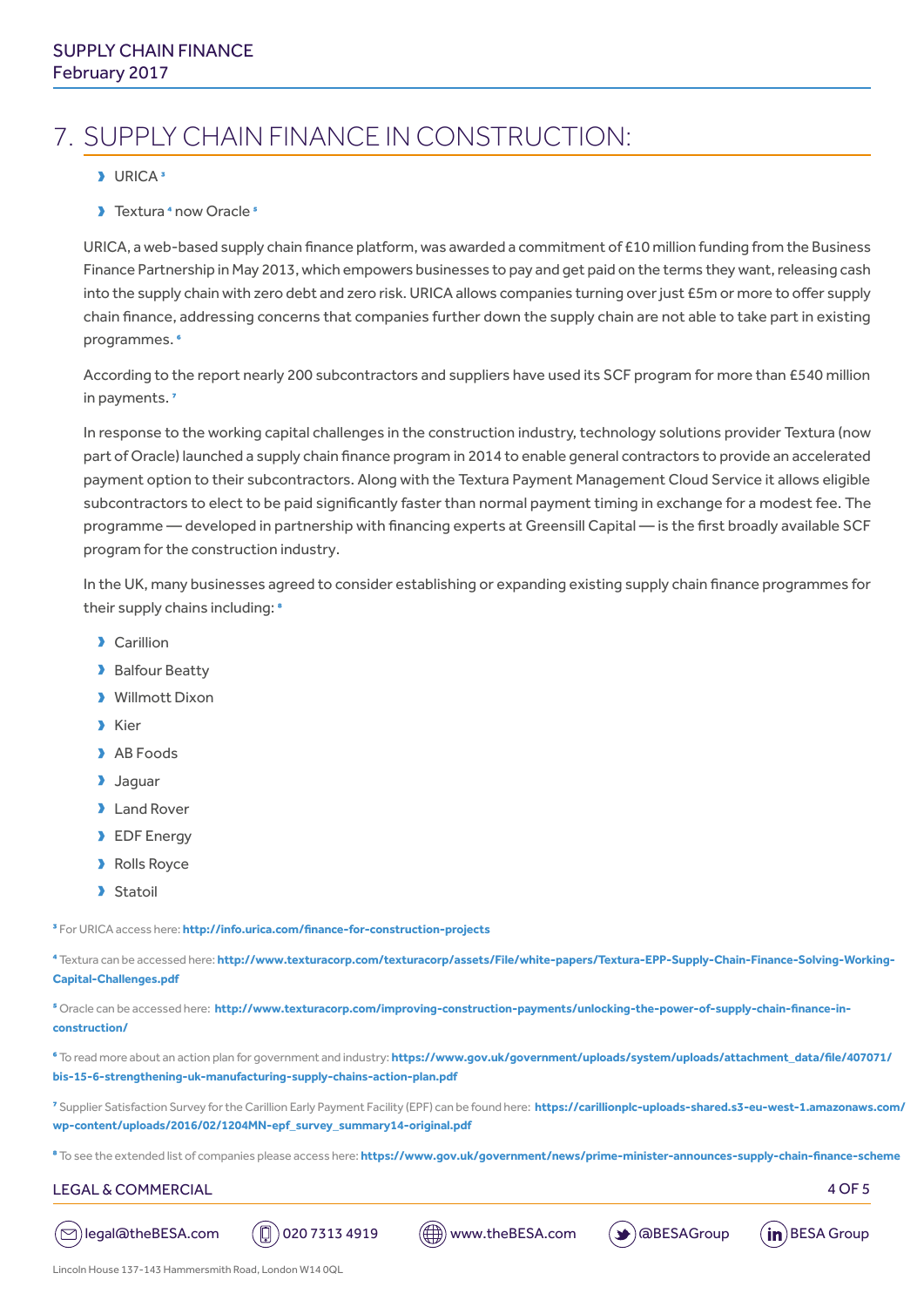## 7. SUPPLY CHAIN FINANCE IN CONSTRUCTION:

- URICA [3]
- Textura [4] now Oracle [5]

URICA, a web-based supply chain finance platform, was awarded a commitment of £10 million funding from the Business Finance Partnership in May 2013, which empowers businesses to pay and get paid on the terms they want, releasing cash into the supply chain with zero debt and zero risk. URICA allows companies turning over just £5m or more to offer supply chain finance, addressing concerns that companies further down the supply chain are not able to take part in existing programmes. [6]

According to the report nearly 200 subcontractors and suppliers have used its SCF program for more than £540 million in payments. [7]

In response to the working capital challenges in the construction industry, technology solutions provider Textura (now part of Oracle) launched a supply chain finance program in 2014 to enable general contractors to provide an accelerated payment option to their subcontractors. Along with the Textura Payment Management Cloud Service it allows eligible subcontractors to elect to be paid significantly faster than normal payment timing in exchange for a modest fee. The programme — developed in partnership with financing experts at Greensill Capital — is the first broadly available SCF program for the construction industry.

In the UK, many businesses agreed to consider establishing or expanding existing supply chain finance programmes for their supply chains including: [8]

- Carillion
- Balfour Beatty
- Willmott Dixon
- Kier
- AB Foods
- Jaguar
- Land Rover
- EDF Energy
- Rolls Royce
- Statoil

[3] For URICA access here: **http://info.urica.com/finance-for-construction-projects**

[4] Textura can be accessed here: **http://www.texturacorp.com/texturacorp/assets/File/white-papers/Textura-EPP-Supply-Chain-Finance-Solving-Working-Capital-Challenges.pdf**

[5] Oracle can be accessed here: **http://www.texturacorp.com/improving-construction-payments/unlocking-the-power-of-supply-chain-finance-in-construction/**

[6] To read more about an action plan for government and industry: **https://www.gov.uk/government/uploads/system/uploads/attachment_data/file/407071/bis-15-6-strengthening-uk-manufacturing-supply-chains-action-plan.pdf**

[7] Supplier Satisfaction Survey for the Carillion Early Payment Facility (EPF) can be found here: **https://carillionplc-uploads-shared.s3-eu-west-1.amazonaws.com/wp-content/uploads/2016/02/1204MN-epf_survey_summary14-original.pdf**

[8] To see the extended list of companies please access here: **https://www.gov.uk/government/news/prime-minister-announces-supply-chain-finance-scheme**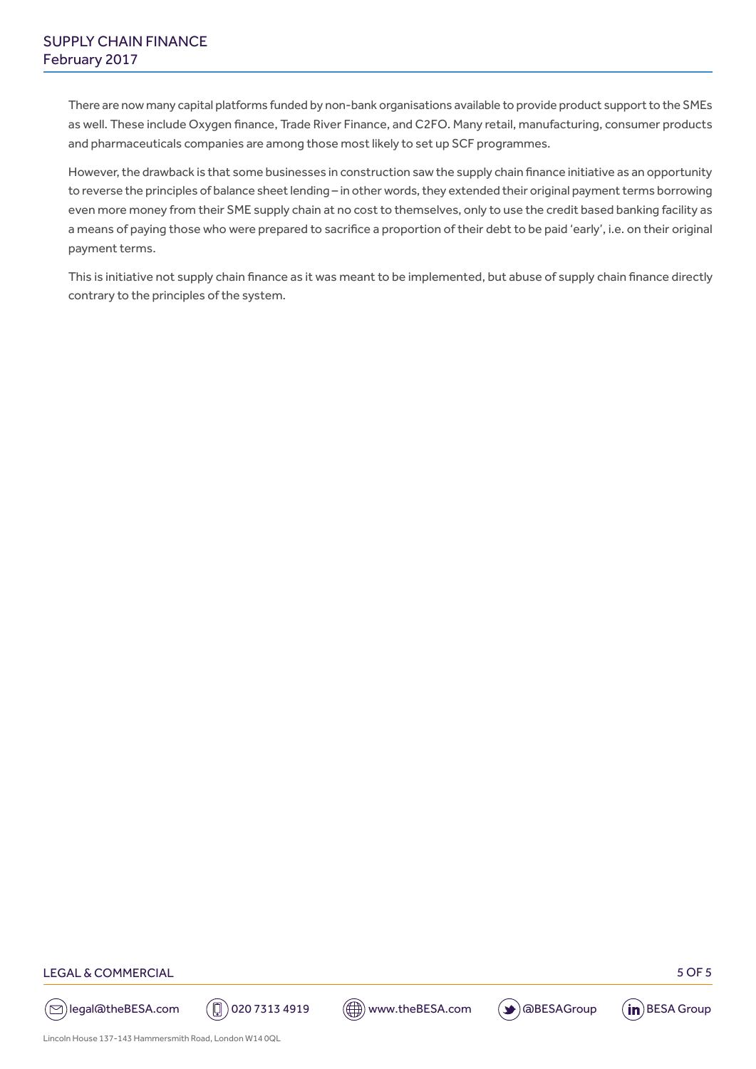There are now many capital platforms funded by non-bank organisations available to provide product support to the SMEs as well. These include Oxygen finance, Trade River Finance, and C2FO. Many retail, manufacturing, consumer products and pharmaceuticals companies are among those most likely to set up SCF programmes.

However, the drawback is that some businesses in construction saw the supply chain finance initiative as an opportunity to reverse the principles of balance sheet lending – in other words, they extended their original payment terms borrowing even more money from their SME supply chain at no cost to themselves, only to use the credit based banking facility as a means of paying those who were prepared to sacrifice a proportion of their debt to be paid 'early', i.e. on their original payment terms.

This is initiative not supply chain finance as it was meant to be implemented, but abuse of supply chain finance directly contrary to the principles of the system.